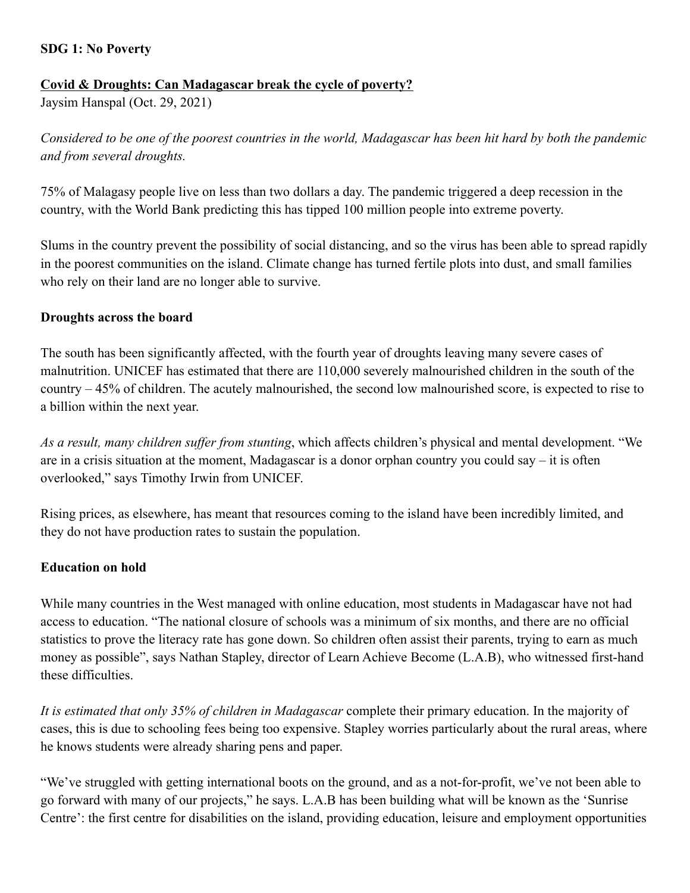**SDG 1: No Poverty**

**Covid & Droughts: Can Madagascar break the cycle of poverty?**

Jaysim Hanspal (Oct. 29, 2021)

*Considered to be one of the poorest countries in the world, Madagascar has been hit hard by both the pandemic and from several droughts.*

75% of Malagasy people live on less than two dollars a day. The pandemic triggered a deep recession in the country, with the World Bank predicting this has tipped 100 million people into extreme poverty.

Slums in the country prevent the possibility of social distancing, and so the virus has been able to spread rapidly in the poorest communities on the island. Climate change has turned fertile plots into dust, and small families who rely on their land are no longer able to survive.

**Droughts across the board**

The south has been significantly affected, with the fourth year of droughts leaving many severe cases of malnutrition. UNICEF has estimated that there are 110,000 severely malnourished children in the south of the country – 45% of children. The acutely malnourished, the second low malnourished score, is expected to rise to a billion within the next year.

*As a result, many children suffer from stunting*, which affects children's physical and mental development. "We are in a crisis situation at the moment, Madagascar is a donor orphan country you could say – it is often overlooked," says Timothy Irwin from UNICEF.

Rising prices, as elsewhere, has meant that resources coming to the island have been incredibly limited, and they do not have production rates to sustain the population.

**Education on hold**

While many countries in the West managed with online education, most students in Madagascar have not had access to education. "The national closure of schools was a minimum of six months, and there are no official statistics to prove the literacy rate has gone down. So children often assist their parents, trying to earn as much money as possible", says Nathan Stapley, director of Learn Achieve Become (L.A.B), who witnessed first-hand these difficulties.

*It is estimated that only 35% of children in Madagascar* complete their primary education. In the majority of cases, this is due to schooling fees being too expensive. Stapley worries particularly about the rural areas, where he knows students were already sharing pens and paper.

"We've struggled with getting international boots on the ground, and as a not-for-profit, we've not been able to go forward with many of our projects," he says. L.A.B has been building what will be known as the 'Sunrise Centre': the first centre for disabilities on the island, providing education, leisure and employment opportunities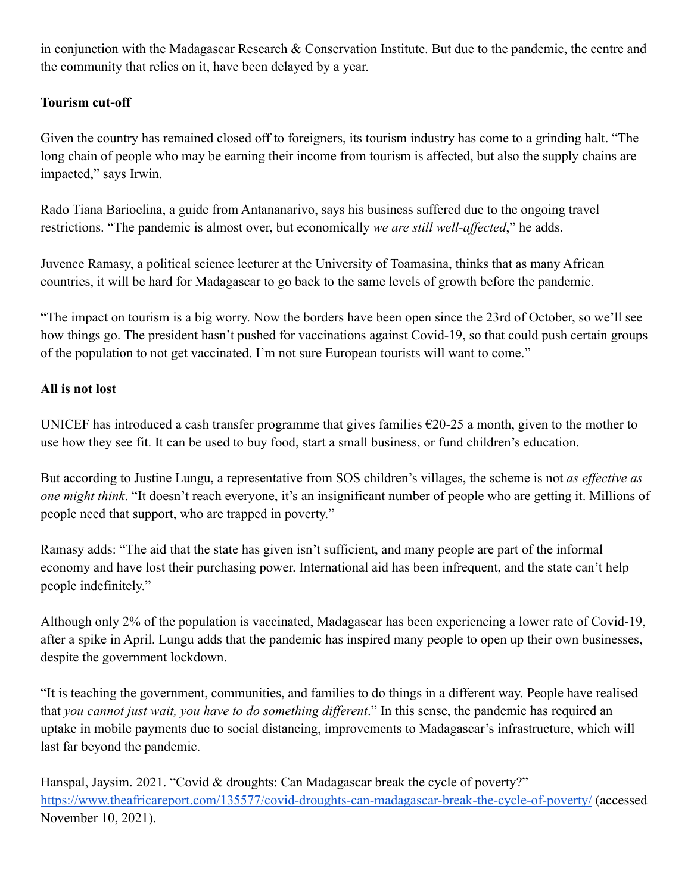in conjunction with the Madagascar Research & Conservation Institute. But due to the pandemic, the centre and the community that relies on it, have been delayed by a year.

**Tourism cut-off**

Given the country has remained closed off to foreigners, its tourism industry has come to a grinding halt. "The long chain of people who may be earning their income from tourism is affected, but also the supply chains are impacted," says Irwin.

Rado Tiana Barioelina, a guide from Antananarivo, says his business suffered due to the ongoing travel restrictions. "The pandemic is almost over, but economically *we are still well-affected*," he adds.

Juvence Ramasy, a political science lecturer at the University of Toamasina, thinks that as many African countries, it will be hard for Madagascar to go back to the same levels of growth before the pandemic.

"The impact on tourism is a big worry. Now the borders have been open since the 23rd of October, so we'll see how things go. The president hasn't pushed for vaccinations against Covid-19, so that could push certain groups of the population to not get vaccinated. I'm not sure European tourists will want to come."

**All is not lost**

UNICEF has introduced a cash transfer programme that gives families €20-25 a month, given to the mother to use how they see fit. It can be used to buy food, start a small business, or fund children's education.

But according to Justine Lungu, a representative from SOS children's villages, the scheme is not *as effective as one might think*. "It doesn't reach everyone, it's an insignificant number of people who are getting it. Millions of people need that support, who are trapped in poverty."

Ramasy adds: "The aid that the state has given isn't sufficient, and many people are part of the informal economy and have lost their purchasing power. International aid has been infrequent, and the state can't help people indefinitely."

Although only 2% of the population is vaccinated, Madagascar has been experiencing a lower rate of Covid-19, after a spike in April. Lungu adds that the pandemic has inspired many people to open up their own businesses, despite the government lockdown.

"It is teaching the government, communities, and families to do things in a different way. People have realised that *you cannot just wait, you have to do something different*." In this sense, the pandemic has required an uptake in mobile payments due to social distancing, improvements to Madagascar's infrastructure, which will last far beyond the pandemic.

Hanspal, Jaysim. 2021. "Covid & droughts: Can Madagascar break the cycle of poverty?" [https://www.theafricareport.com/135577/covid-droughts-can-madagascar-break-the-cycle-of-poverty/](https://www.theafricareport.com/135577/covid-droughts-can-madagascar-break-the-cycle-of-poverty/) (accessed November 10, 2021).